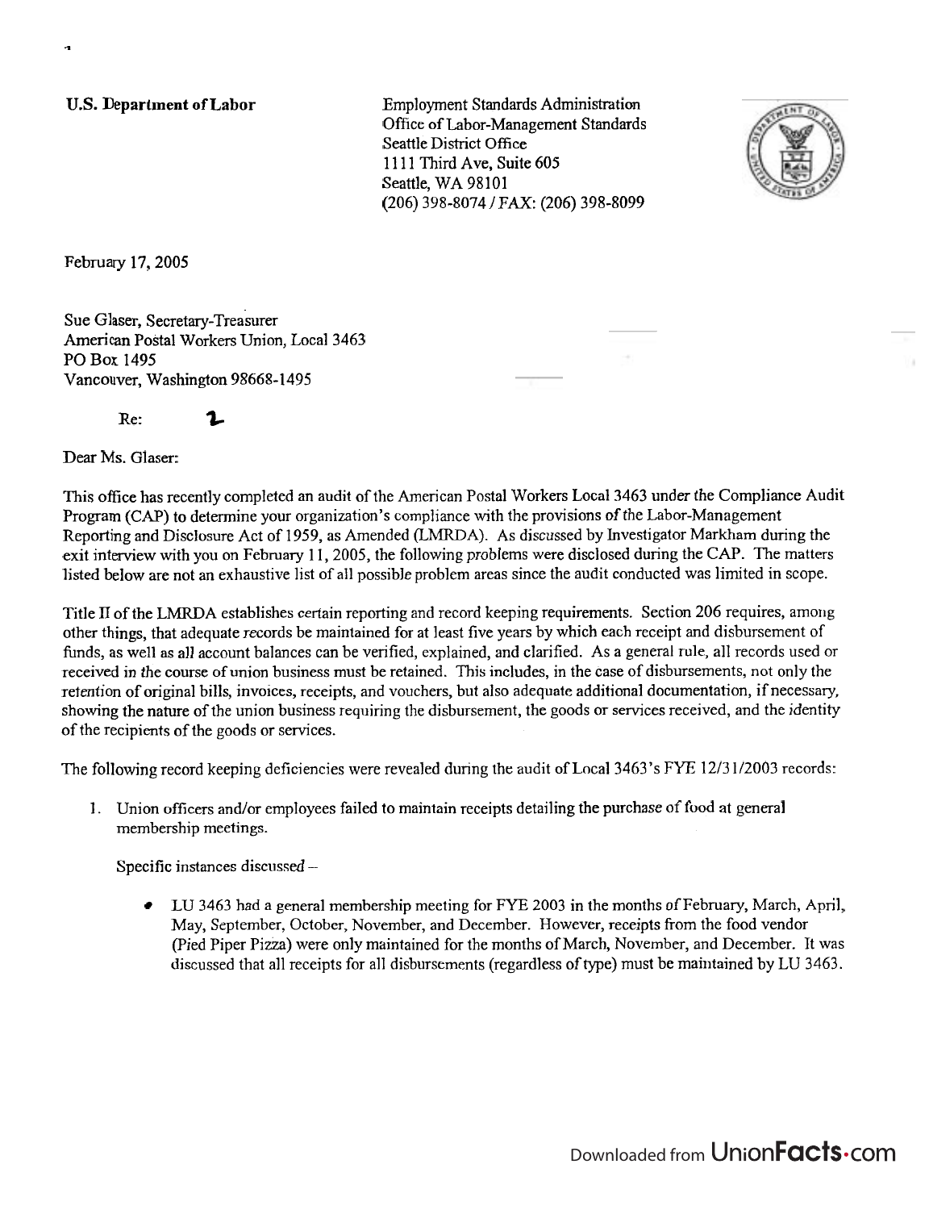**U.S. Department of Labor**

Employment Standards Administration
Office of Labor-Management Standards
Seattle District Office
1111 Third Ave, Suite 605
Seattle, WA 98101
(206) 398-8074 / FAX: (206) 398-8099

February 17, 2005

Sue Glaser, Secretary-Treasurer
American Postal Workers Union, Local 3463
PO Box 1495
Vancouver, Washington 98668-1495

Re: 2

Dear Ms. Glaser:

This office has recently completed an audit of the American Postal Workers Local 3463 under the Compliance Audit Program (CAP) to determine your organization's compliance with the provisions of the Labor-Management Reporting and Disclosure Act of 1959, as Amended (LMRDA). As discussed by Investigator Markham during the exit interview with you on February 11, 2005, the following problems were disclosed during the CAP. The matters listed below are not an exhaustive list of all possible problem areas since the audit conducted was limited in scope.

Title II of the LMRDA establishes certain reporting and record keeping requirements. Section 206 requires, among other things, that adequate records be maintained for at least five years by which each receipt and disbursement of funds, as well as all account balances can be verified, explained, and clarified. As a general rule, all records used or received in the course of union business must be retained. This includes, in the case of disbursements, not only the retention of original bills, invoices, receipts, and vouchers, but also adequate additional documentation, if necessary, showing the nature of the union business requiring the disbursement, the goods or services received, and the identity of the recipients of the goods or services.

The following record keeping deficiencies were revealed during the audit of Local 3463's FYE 12/31/2003 records:

1. Union officers and/or employees failed to maintain receipts detailing the purchase of food at general membership meetings.

   Specific instances discussed –

   - LU 3463 had a general membership meeting for FYE 2003 in the months of February, March, April, May, September, October, November, and December. However, receipts from the food vendor (Pied Piper Pizza) were only maintained for the months of March, November, and December. It was discussed that all receipts for all disbursements (regardless of type) must be maintained by LU 3463.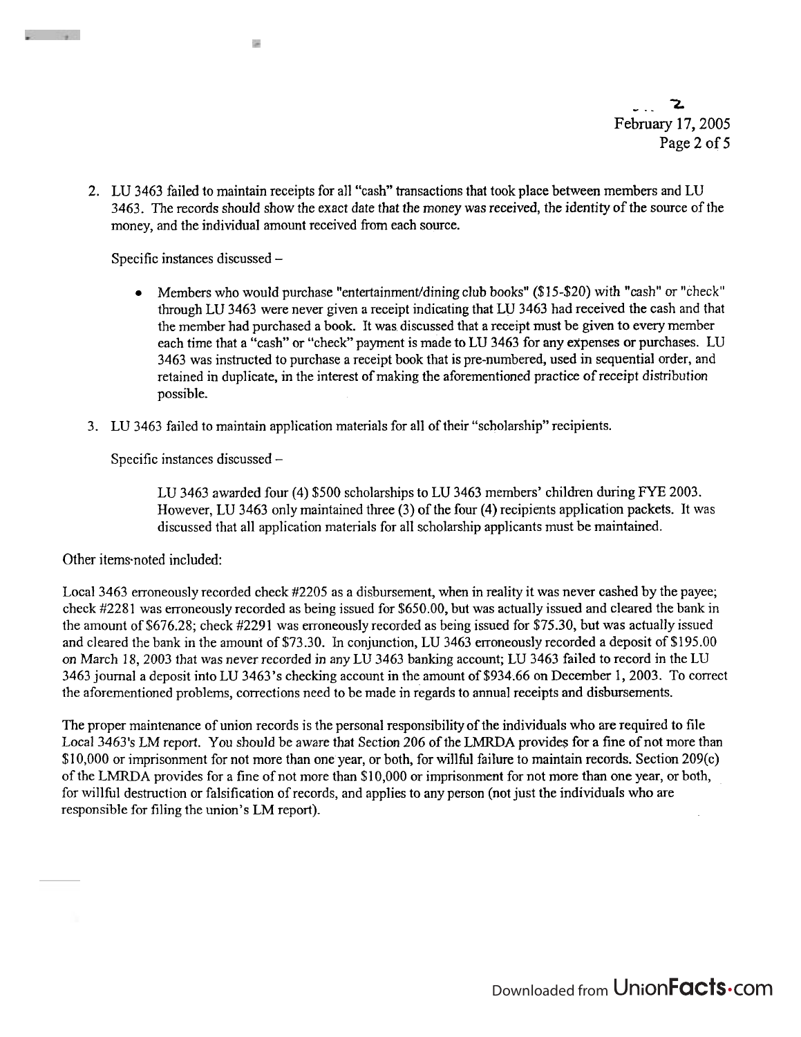2. LU 3463 failed to maintain receipts for all "cash" transactions that took place between members and LU 3463. The records should show the exact date that the money was received, the identity of the source of the money, and the individual amount received from each source.

   Specific instances discussed –

   - Members who would purchase "entertainment/dining club books" ($15-$20) with "cash" or "check" through LU 3463 were never given a receipt indicating that LU 3463 had received the cash and that the member had purchased a book. It was discussed that a receipt must be given to every member each time that a "cash" or "check" payment is made to LU 3463 for any expenses or purchases. LU 3463 was instructed to purchase a receipt book that is pre-numbered, used in sequential order, and retained in duplicate, in the interest of making the aforementioned practice of receipt distribution possible.

3. LU 3463 failed to maintain application materials for all of their "scholarship" recipients.

   Specific instances discussed –

   LU 3463 awarded four (4) $500 scholarships to LU 3463 members' children during FYE 2003. However, LU 3463 only maintained three (3) of the four (4) recipients application packets. It was discussed that all application materials for all scholarship applicants must be maintained.

Other items noted included:

Local 3463 erroneously recorded check #2205 as a disbursement, when in reality it was never cashed by the payee; check #2281 was erroneously recorded as being issued for $650.00, but was actually issued and cleared the bank in the amount of $676.28; check #2291 was erroneously recorded as being issued for $75.30, but was actually issued and cleared the bank in the amount of $73.30. In conjunction, LU 3463 erroneously recorded a deposit of $195.00 on March 18, 2003 that was never recorded in any LU 3463 banking account; LU 3463 failed to record in the LU 3463 journal a deposit into LU 3463's checking account in the amount of $934.66 on December 1, 2003. To correct the aforementioned problems, corrections need to be made in regards to annual receipts and disbursements.

The proper maintenance of union records is the personal responsibility of the individuals who are required to file Local 3463's LM report. You should be aware that Section 206 of the LMRDA provides for a fine of not more than $10,000 or imprisonment for not more than one year, or both, for willful failure to maintain records. Section 209(c) of the LMRDA provides for a fine of not more than $10,000 or imprisonment for not more than one year, or both, for willful destruction or falsification of records, and applies to any person (not just the individuals who are responsible for filing the union's LM report).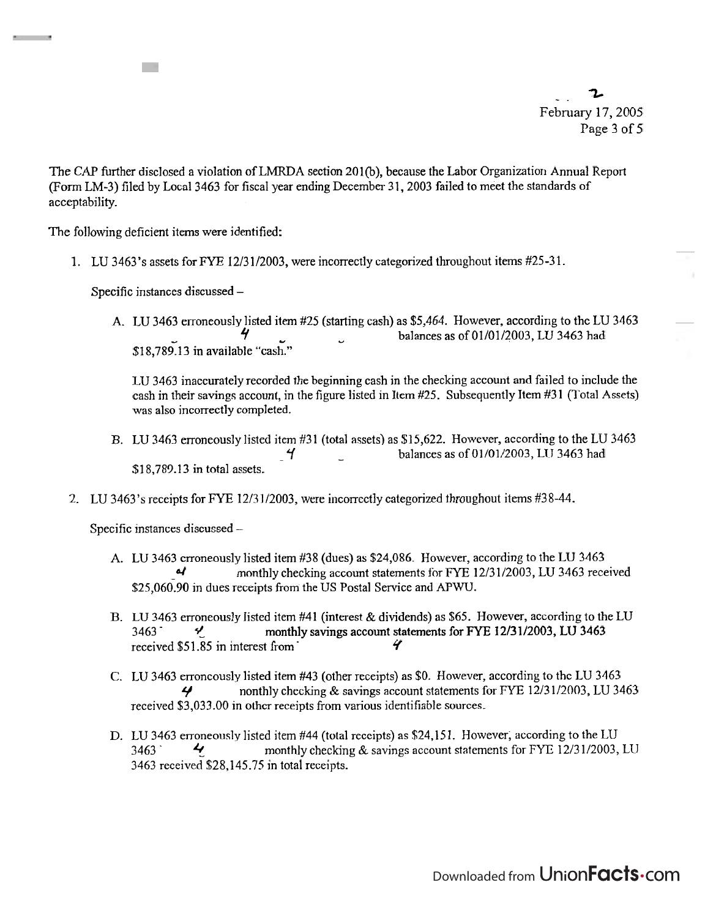The CAP further disclosed a violation of LMRDA section 201(b), because the Labor Organization Annual Report (Form LM-3) filed by Local 3463 for fiscal year ending December 31, 2003 failed to meet the standards of acceptability.

The following deficient items were identified:

1. LU 3463's assets for FYE 12/31/2003, were incorrectly categorized throughout items #25-31.

   Specific instances discussed –

   A. LU 3463 erroneously listed item #25 (starting cash) as $5,464. However, according to the LU 3463 4 balances as of 01/01/2003, LU 3463 had $18,789.13 in available "cash."

      LU 3463 inaccurately recorded the beginning cash in the checking account and failed to include the cash in their savings account, in the figure listed in Item #25. Subsequently Item #31 (Total Assets) was also incorrectly completed.

   B. LU 3463 erroneously listed item #31 (total assets) as $15,622. However, according to the LU 3463 4 balances as of 01/01/2003, LU 3463 had $18,789.13 in total assets.

2. LU 3463's receipts for FYE 12/31/2003, were incorrectly categorized throughout items #38-44.

   Specific instances discussed –

   A. LU 3463 erroneously listed item #38 (dues) as $24,086. However, according to the LU 3463 4 monthly checking account statements for FYE 12/31/2003, LU 3463 received $25,060.90 in dues receipts from the US Postal Service and APWU.

   B. LU 3463 erroneously listed item #41 (interest & dividends) as $65. However, according to the LU 3463 4 **monthly savings account statements for FYE 12/31/2003, LU 3463** received $51.85 in interest from 4

   C. LU 3463 erroneously listed item #43 (other receipts) as $0. However, according to the LU 3463 4 monthly checking & savings account statements for FYE 12/31/2003, LU 3463 received $3,033.00 in other receipts from various identifiable sources.

   D. LU 3463 erroneously listed item #44 (total receipts) as $24,151. However, according to the LU 3463 4 monthly checking & savings account statements for FYE 12/31/2003, LU 3463 received $28,145.75 in total receipts.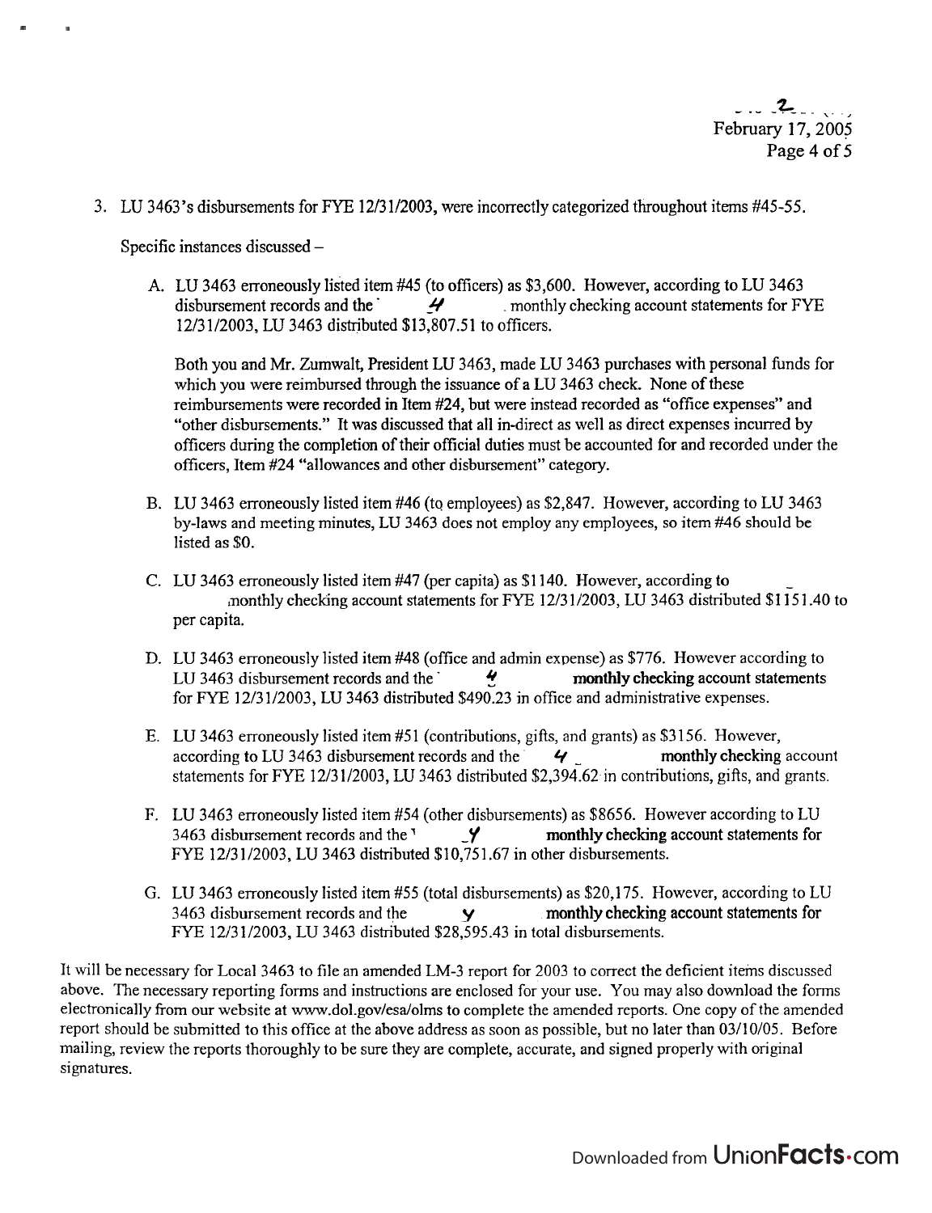3. LU 3463's disbursements for FYE 12/31/2003, were incorrectly categorized throughout items #45-55.

   Specific instances discussed –

   A. LU 3463 erroneously listed item #45 (to officers) as $3,600. However, according to LU 3463 disbursement records and the 4 monthly checking account statements for FYE 12/31/2003, LU 3463 distributed $13,807.51 to officers.

      Both you and Mr. Zumwalt, President LU 3463, made LU 3463 purchases with personal funds for which you were reimbursed through the issuance of a LU 3463 check. None of these reimbursements were recorded in Item #24, but were instead recorded as "office expenses" and "other disbursements." It was discussed that all in-direct as well as direct expenses incurred by officers during the completion of their official duties must be accounted for and recorded under the officers, Item #24 "allowances and other disbursement" category.

   B. LU 3463 erroneously listed item #46 (to employees) as $2,847. However, according to LU 3463 by-laws and meeting minutes, LU 3463 does not employ any employees, so item #46 should be listed as $0.

   C. LU 3463 erroneously listed item #47 (per capita) as $1140. However, according to monthly checking account statements for FYE 12/31/2003, LU 3463 distributed $1151.40 to per capita.

   D. LU 3463 erroneously listed item #48 (office and admin expense) as $776. However according to LU 3463 disbursement records and the 4 monthly checking account statements for FYE 12/31/2003, LU 3463 distributed $490.23 in office and administrative expenses.

   E. LU 3463 erroneously listed item #51 (contributions, gifts, and grants) as $3156. However, according to LU 3463 disbursement records and the 4 monthly checking account statements for FYE 12/31/2003, LU 3463 distributed $2,394.62 in contributions, gifts, and grants.

   F. LU 3463 erroneously listed item #54 (other disbursements) as $8656. However according to LU 3463 disbursement records and the 4 monthly checking account statements for FYE 12/31/2003, LU 3463 distributed $10,751.67 in other disbursements.

   G. LU 3463 erroneously listed item #55 (total disbursements) as $20,175. However, according to LU 3463 disbursement records and the 4 monthly checking account statements for FYE 12/31/2003, LU 3463 distributed $28,595.43 in total disbursements.

It will be necessary for Local 3463 to file an amended LM-3 report for 2003 to correct the deficient items discussed above. The necessary reporting forms and instructions are enclosed for your use. You may also download the forms electronically from our website at www.dol.gov/esa/olms to complete the amended reports. One copy of the amended report should be submitted to this office at the above address as soon as possible, but no later than 03/10/05. Before mailing, review the reports thoroughly to be sure they are complete, accurate, and signed properly with original signatures.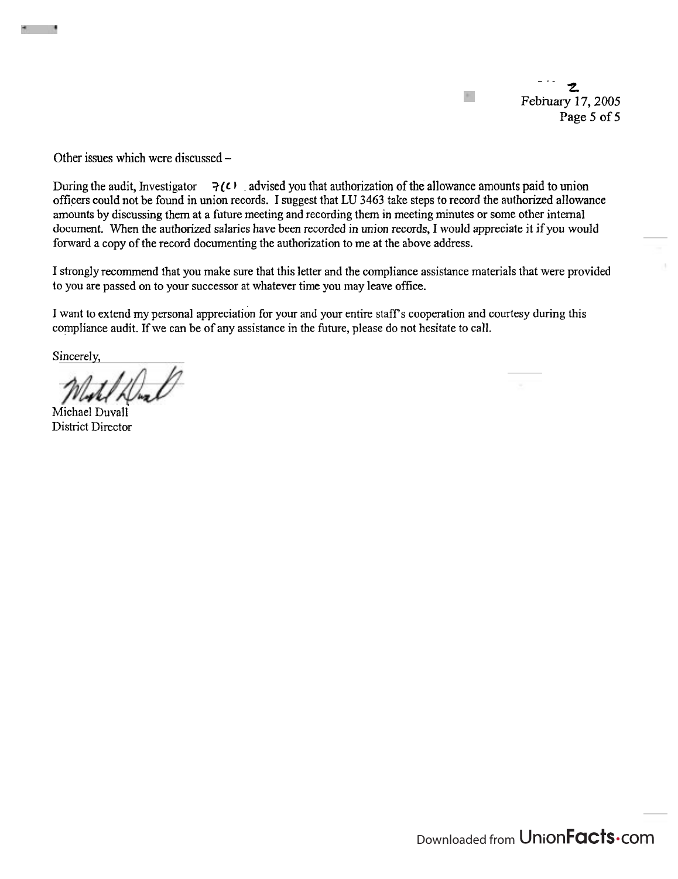Other issues which were discussed –

During the audit, Investigator 7(c) advised you that authorization of the allowance amounts paid to union officers could not be found in union records. I suggest that LU 3463 take steps to record the authorized allowance amounts by discussing them at a future meeting and recording them in meeting minutes or some other internal document. When the authorized salaries have been recorded in union records, I would appreciate it if you would forward a copy of the record documenting the authorization to me at the above address.

I strongly recommend that you make sure that this letter and the compliance assistance materials that were provided to you are passed on to your successor at whatever time you may leave office.

I want to extend my personal appreciation for your and your entire staff's cooperation and courtesy during this compliance audit. If we can be of any assistance in the future, please do not hesitate to call.

Sincerely,

Michael Duvall
District Director